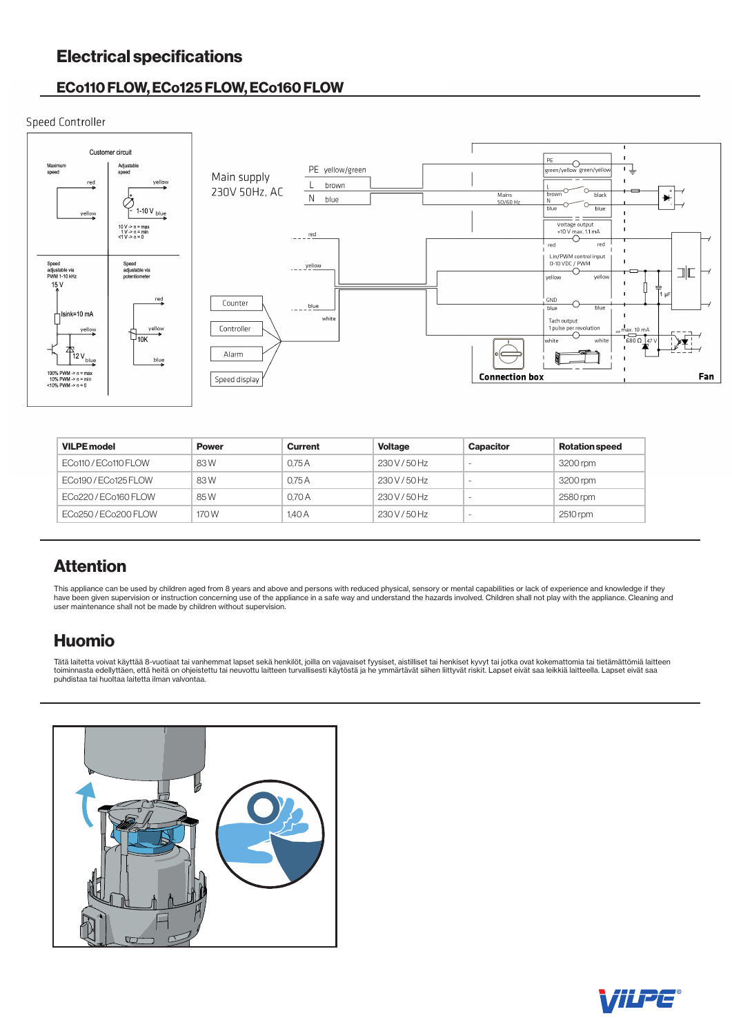# Electrical specifications

## ECo110 FLOW, ECo125 FLOW, ECo160 FLOW

Speed Controller

| VILPE model | Power | Current | Voltage | Capacitor | Rotation speed |
|---|---|---|---|---|---|
| ECo110 / ECo110 FLOW | 83 W | 0,75 A | 230 V / 50 Hz | - | 3200 rpm |
| ECo190 / ECo125 FLOW | 83 W | 0,75 A | 230 V / 50 Hz | - | 3200 rpm |
| ECo220 / ECo160 FLOW | 85 W | 0,70 A | 230 V / 50 Hz | - | 2580 rpm |
| ECo250 / ECo200 FLOW | 170 W | 1,40 A | 230 V / 50 Hz | - | 2510 rpm |

## Attention

This appliance can be used by children aged from 8 years and above and persons with reduced physical, sensory or mental capabilities or lack of experience and knowledge if they have been given supervision or instruction concerning use of the appliance in a safe way and understand the hazards involved. Children shall not play with the appliance. Cleaning and user maintenance shall not be made by children without supervision.

## Huomio

Tätä laitetta voivat käyttää 8-vuotiaat tai vanhemmat lapset sekä henkilöt, joilla on vajavaiset fyysiset, aistilliset tai henkiset kyvyt tai jotka ovat kokemattomia tai tietämättömiä laitteen toiminnasta edellyttäen, että heitä on ohjeistettu tai neuvottu laitteen turvallisesti käytöstä ja he ymmärtävät siihen liittyvät riskit. Lapset eivät saa leikkiä laitteella. Lapset eivät saa puhdistaa tai huoltaa laitetta ilman valvontaa.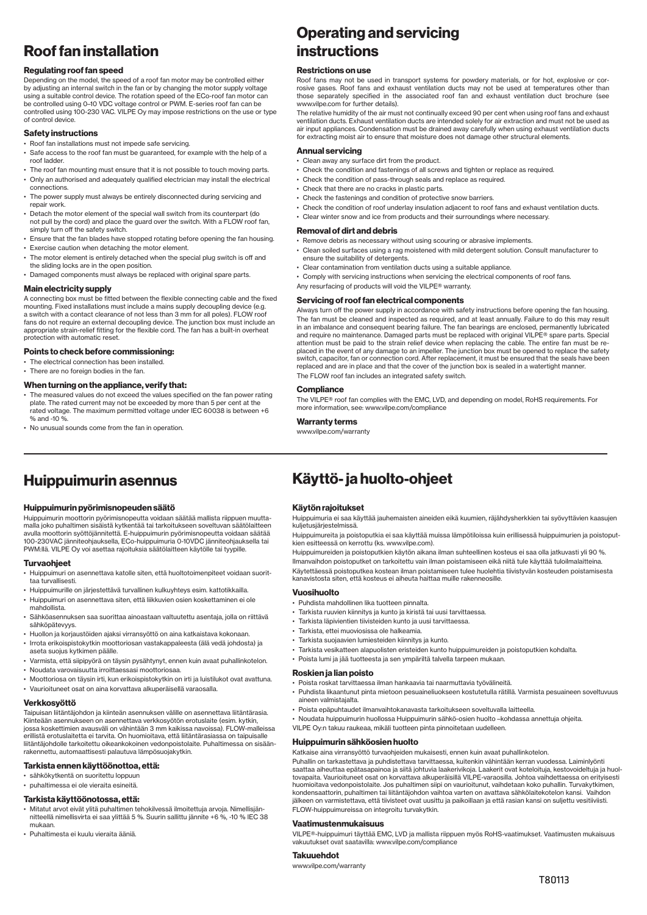# Roof fan installation

### Regulating roof fan speed

Depending on the model, the speed of a roof fan motor may be controlled either by adjusting an internal switch in the fan or by changing the motor supply voltage using a suitable control device. The rotation speed of the ECo-roof fan motor can be controlled using 0–10 VDC voltage control or PWM. E-series roof fan can be controlled using 100-230 VAC. VILPE Oy may impose restrictions on the use or type of control device.

### Safety instructions

- Roof fan installations must not impede safe servicing.
- Safe access to the roof fan must be guaranteed, for example with the help of a roof ladder.
- The roof fan mounting must ensure that it is not possible to touch moving parts.
- Only an authorised and adequately qualified electrician may install the electrical connections.
- The power supply must always be entirely disconnected during servicing and repair work.
- Detach the motor element of the special wall switch from its counterpart (do not pull by the cord) and place the guard over the switch. With a FLOW roof fan, simply turn off the safety switch.
- Ensure that the fan blades have stopped rotating before opening the fan housing.
- Exercise caution when detaching the motor element.
- The motor element is entirely detached when the special plug switch is off and the sliding locks are in the open position.
- Damaged components must always be replaced with original spare parts.

### Main electricity supply

A connecting box must be fitted between the flexible connecting cable and the fixed mounting. Fixed installations must include a mains supply decoupling device (e.g. a switch with a contact clearance of not less than 3 mm for all poles). FLOW roof fans do not require an external decoupling device. The junction box must include an appropriate strain-relief fitting for the flexible cord. The fan has a built-in overheat protection with automatic reset.

### Points to check before commissioning:

- The electrical connection has been installed.
- There are no foreign bodies in the fan.

### When turning on the appliance, verify that:

- The measured values do not exceed the values specified on the fan power rating plate. The rated current may not be exceeded by more than 5 per cent at the rated voltage. The maximum permitted voltage under IEC 60038 is between +6 % and -10 %.
- No unusual sounds come from the fan in operation.

# Operating and servicing instructions

### Restrictions on use

Roof fans may not be used in transport systems for powdery materials, or for hot, explosive or corrosive gases. Roof fans and exhaust ventilation ducts may not be used at temperatures other than those separately specified in the associated roof fan and exhaust ventilation duct brochure (see www.vilpe.com for further details).

The relative humidity of the air must not continually exceed 90 per cent when using roof fans and exhaust ventilation ducts. Exhaust ventilation ducts are intended solely for air extraction and must not be used as air input appliances. Condensation must be drained away carefully when using exhaust ventilation ducts for extracting moist air to ensure that moisture does not damage other structural elements.

### Annual servicing

- Clean away any surface dirt from the product.
- Check the condition and fastenings of all screws and tighten or replace as required.
- Check the condition of pass-through seals and replace as required.
- Check that there are no cracks in plastic parts.
- Check the fastenings and condition of protective snow barriers.
- Check the condition of roof underlay insulation adjacent to roof fans and exhaust ventilation ducts.
- Clear winter snow and ice from products and their surroundings where necessary.

### Removal of dirt and debris

- Remove debris as necessary without using scouring or abrasive implements.
- Clean soiled surfaces using a rag moistened with mild detergent solution. Consult manufacturer to ensure the suitability of detergents.
- Clear contamination from ventilation ducts using a suitable appliance.
- Comply with servicing instructions when servicing the electrical components of roof fans.

Any resurfacing of products will void the VILPE® warranty.

### Servicing of roof fan electrical components

Always turn off the power supply in accordance with safety instructions before opening the fan housing. The fan must be cleaned and inspected as required, and at least annually. Failure to do this may result in an imbalance and consequent bearing failure. The fan bearings are enclosed, permanently lubricated and require no maintenance. Damaged parts must be replaced with original VILPE® spare parts. Special attention must be paid to the strain relief device when replacing the cable. The entire fan must be replaced in the event of any damage to an impeller. The junction box must be opened to replace the safety switch, capacitor, fan or connection cord. After replacement, it must be ensured that the seals have been replaced and are in place and that the cover of the junction box is sealed in a watertight manner.

The FLOW roof fan includes an integrated safety switch.

### Compliance

The VILPE® roof fan complies with the EMC, LVD, and depending on model, RoHS requirements. For more information, see: www.vilpe.com/compliance

### Warranty terms

www.vilpe.com/warranty

# Huippuimurin asennus

### Huippuimurin pyörimisnopeuden säätö

Huippuimurin moottorin pyörimisnopeutta voidaan säätää mallista riippuen muuttamalla joko puhaltimen sisäistä kytkentää tai tarkoitukseen soveltuvan säätölaitteen avulla moottorin syöttöjännitettä. E-huippuimurin pyörimisnopeutta voidaan säätää 100-230VAC jänniteohjauksella, ECo-huippuimuria 0-10VDC jänniteohjauksella tai PWM:llä. VILPE Oy voi asettaa rajoituksia säätölaitteen käytölle tai tyypille.

### Turvaohjeet

- Huippuimuri on asennettava katolle siten, että huoltotoimenpiteet voidaan suorittaa turvallisesti.
- Huippuimurille on järjestettävä turvallinen kulkuyhteys esim. kattotikkailla.
- Huippuimuri on asennettava siten, että liikkuvien osien koskettaminen ei ole mahdollista.
- Sähköasennuksen saa suorittaa ainoastaan valtuutettu asentaja, jolla on riittävä sähköpätevyys.
- Huollon ja korjaustöiden ajaksi virransyöttö on aina katkaistava kokonaan.
- Irrota erikoispistokytkin moottoriosan vastakappaleesta (älä vedä johdosta) ja aseta suojus kytkimen päälle.
- Varmista, että siipipyörä on täysin pysähtynyt, ennen kuin avaat puhallinkotelon.
- Noudata varovaisuutta irroittaessasi moottoriosaa.
- Moottoriosa on täysin irti, kun erikoispistokytkin on irti ja luistilukot ovat avattuna.
- Vaurioituneet osat on aina korvattava alkuperäisellä varaosalla.

### Verkkosyöttö

Taipuisan liitäntäjohdon ja kiinteän asennuksen välille on asennettava liitäntärasia. Kiinteään asennukseen on asennettava verkkosyötön erotuslaite (esim. kytkin, jossa koskettimien avausväli on vähintään 3 mm kaikissa navoissa). FLOW-malleissa erillistä erotuslaitetta ei tarvita. On huomioitava, että liitäntärasiassa on taipuisalle liitäntäjohdolle tarkoitettu oikeankokoinen vedonpoistolaite. Puhaltimessa on sisäänrakennettu, automaattisesti palautuva lämpösuojakytkin.

### Tarkista ennen käyttöönottoa, että:

- sähkökytkentä on suoritettu loppuun
- puhaltimessa ei ole vieraita esineitä.

### Tarkista käyttöönotossa, että:

- Mitatut arvot eivät ylitä puhaltimen tehokilvessä ilmoitettuja arvoja. Nimellisjännitteellä nimellisvirta ei saa ylittää 5 %. Suurin sallittu jännite +6 %, -10 % IEC 38 mukaan.
- Puhaltimesta ei kuulu vieraita ääniä.

# Käyttö- ja huolto-ohjeet

### Käytön rajoitukset

Huippuimuria ei saa käyttää jauhemaisten aineiden eikä kuumien, räjähdysherkkien tai syövyttävien kaasujen kuljetusjärjestelmissä.

Huippuimureita ja poistoputkia ei saa käyttää muissa lämpötiloissa kuin erillisessä huippuimurien ja poistoputkien esitteessä on kerrottu (ks. www.vilpe.com).

Huippuimureiden ja poistoputkien käytön aikana ilman suhteellinen kosteus ei saa olla jatkuvasti yli 90 %. Ilmanvaihdon poistoputket on tarkoitettu vain ilman poistamiseen eikä niitä tule käyttää tuloilmalaitteina. Käytettäessä poistoputkea kostean ilman poistamiseen tulee huolehtia tiivistyvän kosteuden poistamisesta kanavistosta siten, että kosteus ei aiheuta haittaa muille rakenneosille.

### Vuosihuolto

- Puhdista mahdollinen lika tuotteen pinnalta.
- Tarkista ruuvien kiinnitys ja kunto ja kiristä tai uusi tarvittaessa.
- Tarkista läpivientien tiivisteiden kunto ja uusi tarvittaessa.
- Tarkista, ettei muoviosissa ole halkeamia.
- Tarkista suojaavien lumiesteiden kiinnitys ja kunto.
- Tarkista vesikatteen alapuolisten eristeiden kunto huippuimureiden ja poistoputkien kohdalta.
- Poista lumi ja jää tuotteesta ja sen ympäriltä talvella tarpeen mukaan.

### Roskien ja lian poisto

- Poista roskat tarvittaessa ilman hankaavia tai naarmuttavia työvälineitä.
- Puhdista likaantunut pinta mietoon pesuaineliuokseen kostutetulla rätillä. Varmista pesuaineen soveltuvuus aineen valmistajalta.
- Poista epäpuhtaudet ilmanvaihtokanavasta tarkoitukseen soveltuvalla laitteella.
- Noudata huippuimurin huollossa Huippuimurin sähkö-osien huolto –kohdassa annettuja ohjeita.

VILPE Oy:n takuu raukeaa, mikäli tuotteen pinta pinnoitetaan uudelleen.

### Huippuimurin sähköosien huolto

Katkaise aina virransyöttö turvaohjeiden mukaisesti, ennen kuin avaat puhallinkotelon.

Puhallin on tarkastettava ja puhdistettava tarvittaessa, kuitenkin vähintään kerran vuodessa. Laiminlyönti saattaa aiheuttaa epätasapainoa ja siitä johtuvia laakerivikoja. Laakerit ovat koteloituja, kestovoideltuja ja huoltovapaita. Vaurioituneet osat on korvattava alkuperäisillä VILPE-varaosilla. Johtoa vaihdettaessa on erityisesti huomioitava vedonpoistolaite. Jos puhaltimen siipi on vaurioitunut, vaihdetaan koko puhallin. Turvakytkimen, kondensaattorin, puhaltimen tai liitäntäjohdon vaihtoa varten on avattava sähkölaitekotelon kansi. Vaihdon jälkeen on varmistettava, että tiivisteet ovat uusittu ja paikoillaan ja että rasian kansi on suljettu vesitiiviisti.

FLOW-huippuimureissa on integroitu turvakytkin.

### Vaatimustenmukaisuus

VILPE®-huippuimuri täyttää EMC, LVD ja mallista riippuen myös RoHS-vaatimukset. Vaatimusten mukaisuus vakuutukset ovat saatavilla: www.vilpe.com/compliance

### Takuuehdot

www.vilpe.com/warranty

T80113